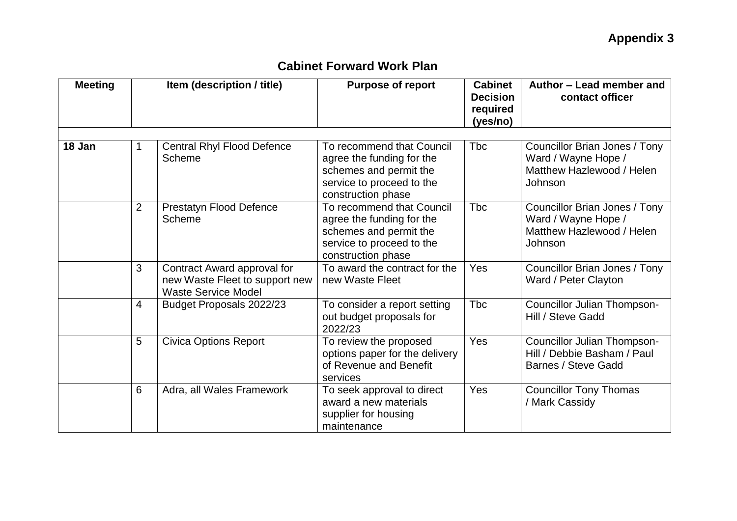**Appendix 3**

# Cabinet Forward Work Plan

| Meeting | Item (description / title) | | Purpose of report | Cabinet Decision required (yes/no) | Author – Lead member and contact officer |
|---|---|---|---|---|---|
| | | | | | |
| **18 Jan** | 1 | Central Rhyl Flood Defence Scheme | To recommend that Council agree the funding for the schemes and permit the service to proceed to the construction phase | Tbc | Councillor Brian Jones / Tony Ward / Wayne Hope / Matthew Hazlewood / Helen Johnson |
| | 2 | Prestatyn Flood Defence Scheme | To recommend that Council agree the funding for the schemes and permit the service to proceed to the construction phase | Tbc | Councillor Brian Jones / Tony Ward / Wayne Hope / Matthew Hazlewood / Helen Johnson |
| | 3 | Contract Award approval for new Waste Fleet to support new Waste Service Model | To award the contract for the new Waste Fleet | Yes | Councillor Brian Jones / Tony Ward / Peter Clayton |
| | 4 | Budget Proposals 2022/23 | To consider a report setting out budget proposals for 2022/23 | Tbc | Councillor Julian Thompson-Hill / Steve Gadd |
| | 5 | Civica Options Report | To review the proposed options paper for the delivery of Revenue and Benefit services | Yes | Councillor Julian Thompson-Hill / Debbie Basham / Paul Barnes / Steve Gadd |
| | 6 | Adra, all Wales Framework | To seek approval to direct award a new materials supplier for housing maintenance | Yes | Councillor Tony Thomas / Mark Cassidy |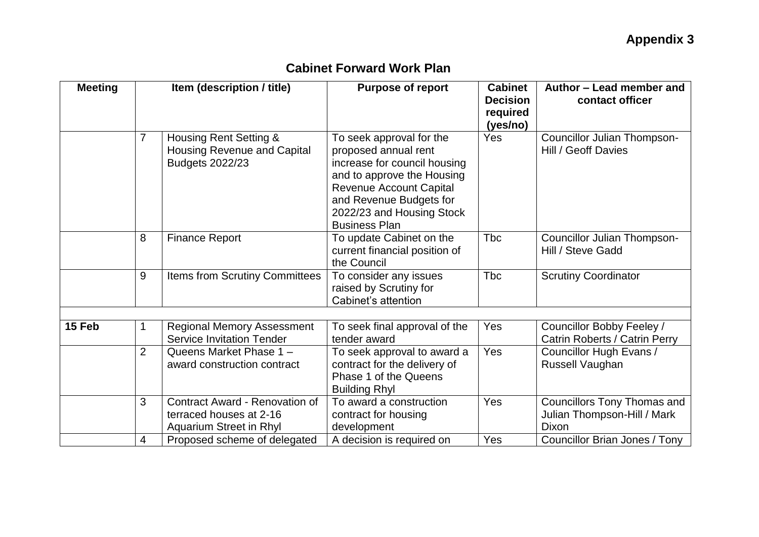**Appendix 3**

## Cabinet Forward Work Plan

| Meeting | Item (description / title) | | Purpose of report | Cabinet Decision required (yes/no) | Author – Lead member and contact officer |
|---|---|---|---|---|---|
| | 7 | Housing Rent Setting & Housing Revenue and Capital Budgets 2022/23 | To seek approval for the proposed annual rent increase for council housing and to approve the Housing Revenue Account Capital and Revenue Budgets for 2022/23 and Housing Stock Business Plan | Yes | Councillor Julian Thompson-Hill / Geoff Davies |
| | 8 | Finance Report | To update Cabinet on the current financial position of the Council | Tbc | Councillor Julian Thompson-Hill / Steve Gadd |
| | 9 | Items from Scrutiny Committees | To consider any issues raised by Scrutiny for Cabinet's attention | Tbc | Scrutiny Coordinator |
| | | | | | |
| **15 Feb** | 1 | Regional Memory Assessment Service Invitation Tender | To seek final approval of the tender award | Yes | Councillor Bobby Feeley / Catrin Roberts / Catrin Perry |
| | 2 | Queens Market Phase 1 – award construction contract | To seek approval to award a contract for the delivery of Phase 1 of the Queens Building Rhyl | Yes | Councillor Hugh Evans / Russell Vaughan |
| | 3 | Contract Award - Renovation of terraced houses at 2-16 Aquarium Street in Rhyl | To award a construction contract for housing development | Yes | Councillors Tony Thomas and Julian Thompson-Hill / Mark Dixon |
| | 4 | Proposed scheme of delegated | A decision is required on | Yes | Councillor Brian Jones / Tony |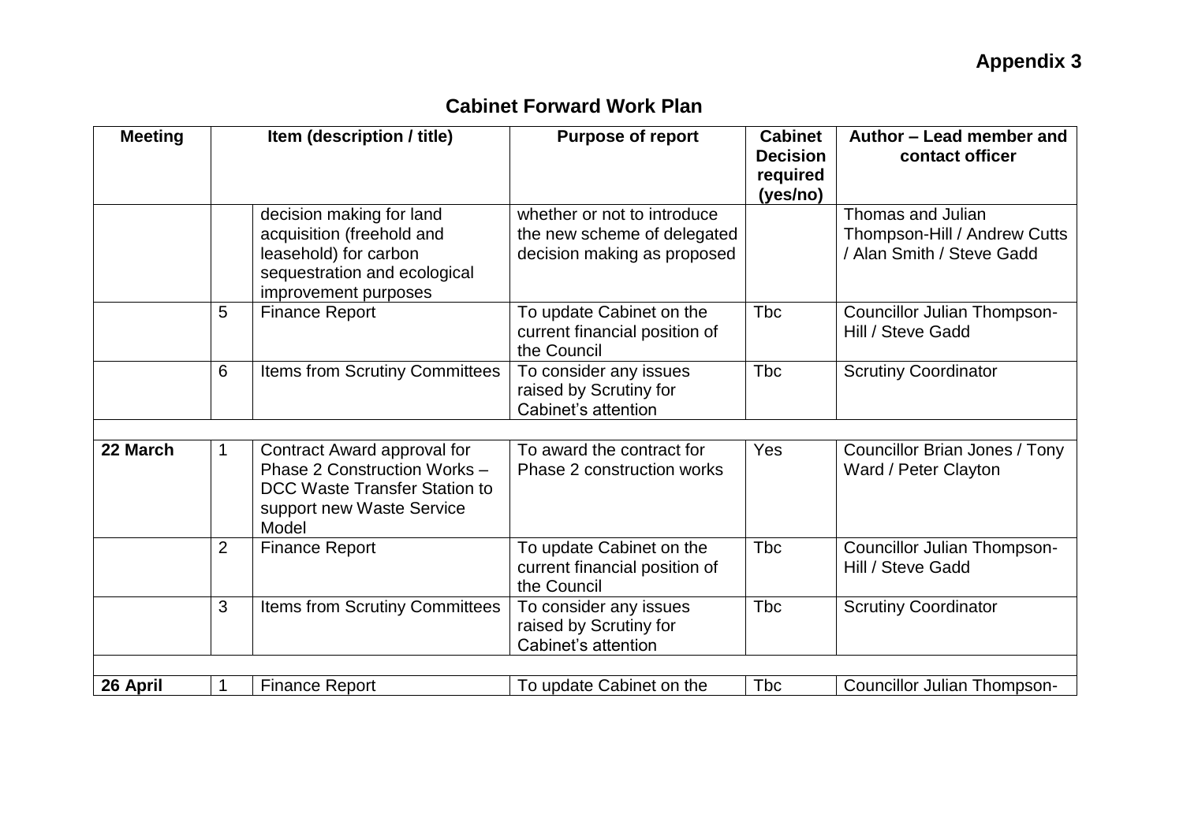**Appendix 3**

## Cabinet Forward Work Plan

| Meeting | Item (description / title) | | Purpose of report | Cabinet Decision required (yes/no) | Author – Lead member and contact officer |
|---|---|---|---|---|---|
| | | decision making for land acquisition (freehold and leasehold) for carbon sequestration and ecological improvement purposes | whether or not to introduce the new scheme of delegated decision making as proposed | | Thomas and Julian Thompson-Hill / Andrew Cutts / Alan Smith / Steve Gadd |
| | 5 | Finance Report | To update Cabinet on the current financial position of the Council | Tbc | Councillor Julian Thompson-Hill / Steve Gadd |
| | 6 | Items from Scrutiny Committees | To consider any issues raised by Scrutiny for Cabinet's attention | Tbc | Scrutiny Coordinator |
| | | | | | |
| **22 March** | 1 | Contract Award approval for Phase 2 Construction Works – DCC Waste Transfer Station to support new Waste Service Model | To award the contract for Phase 2 construction works | Yes | Councillor Brian Jones / Tony Ward / Peter Clayton |
| | 2 | Finance Report | To update Cabinet on the current financial position of the Council | Tbc | Councillor Julian Thompson-Hill / Steve Gadd |
| | 3 | Items from Scrutiny Committees | To consider any issues raised by Scrutiny for Cabinet's attention | Tbc | Scrutiny Coordinator |
| | | | | | |
| **26 April** | 1 | Finance Report | To update Cabinet on the | Tbc | Councillor Julian Thompson- |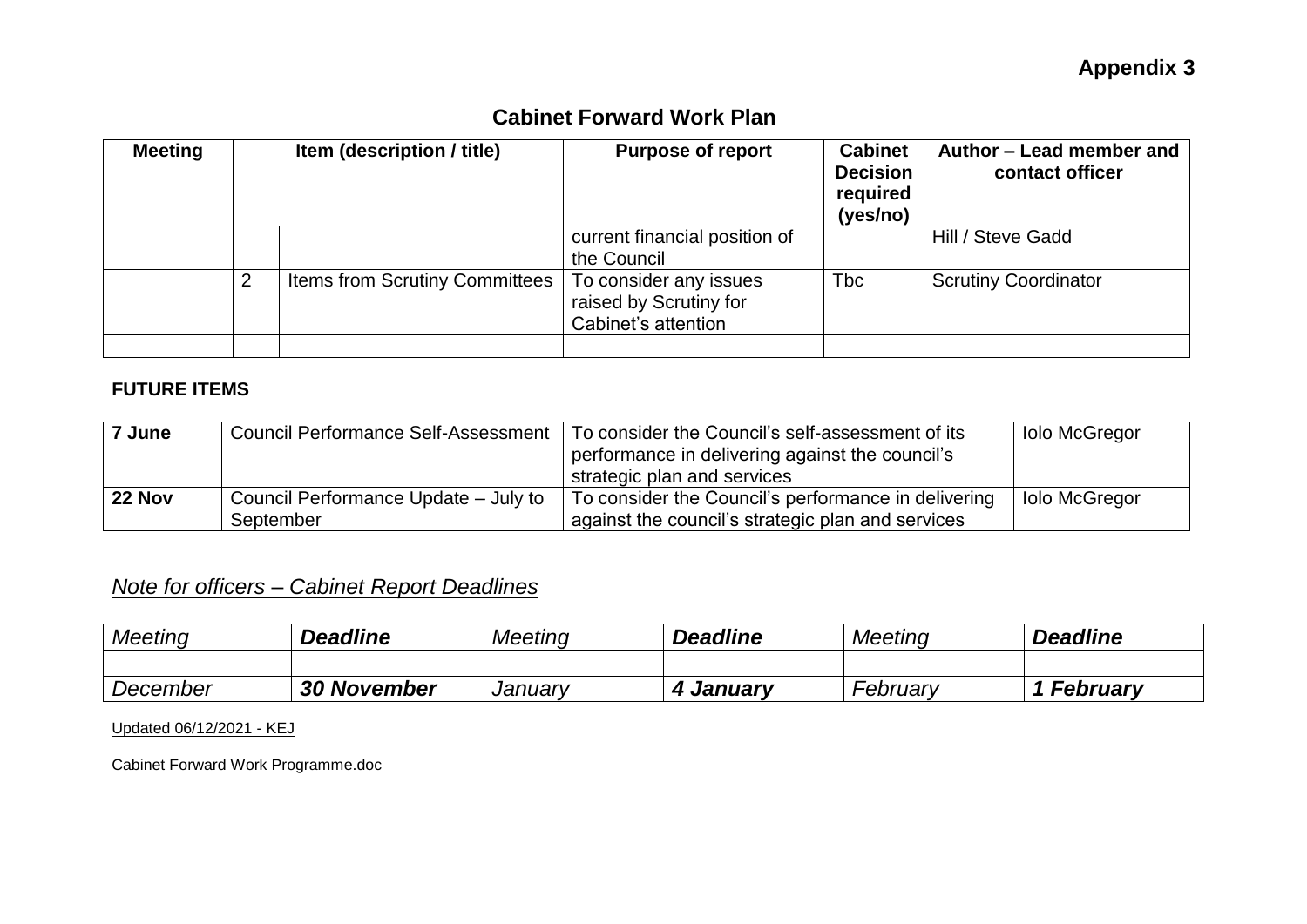**Appendix 3**

## Cabinet Forward Work Plan

| Meeting | Item (description / title) | | Purpose of report | Cabinet Decision required (yes/no) | Author – Lead member and contact officer |
|---|---|---|---|---|---|
| | | | current financial position of the Council | | Hill / Steve Gadd |
| | 2 | Items from Scrutiny Committees | To consider any issues raised by Scrutiny for Cabinet's attention | Tbc | Scrutiny Coordinator |
| | | | | | |

**FUTURE ITEMS**

| | | | |
|---|---|---|---|
| **7 June** | Council Performance Self-Assessment | To consider the Council's self-assessment of its performance in delivering against the council's strategic plan and services | Iolo McGregor |
| **22 Nov** | Council Performance Update – July to September | To consider the Council's performance in delivering against the council's strategic plan and services | Iolo McGregor |

## *Note for officers – Cabinet Report Deadlines*

| *Meeting* | ***Deadline*** | *Meeting* | ***Deadline*** | *Meeting* | ***Deadline*** |
|---|---|---|---|---|---|
| | | | | | |
| *December* | ***30 November*** | *January* | ***4 January*** | *February* | ***1 February*** |

Updated 06/12/2021 - KEJ

Cabinet Forward Work Programme.doc